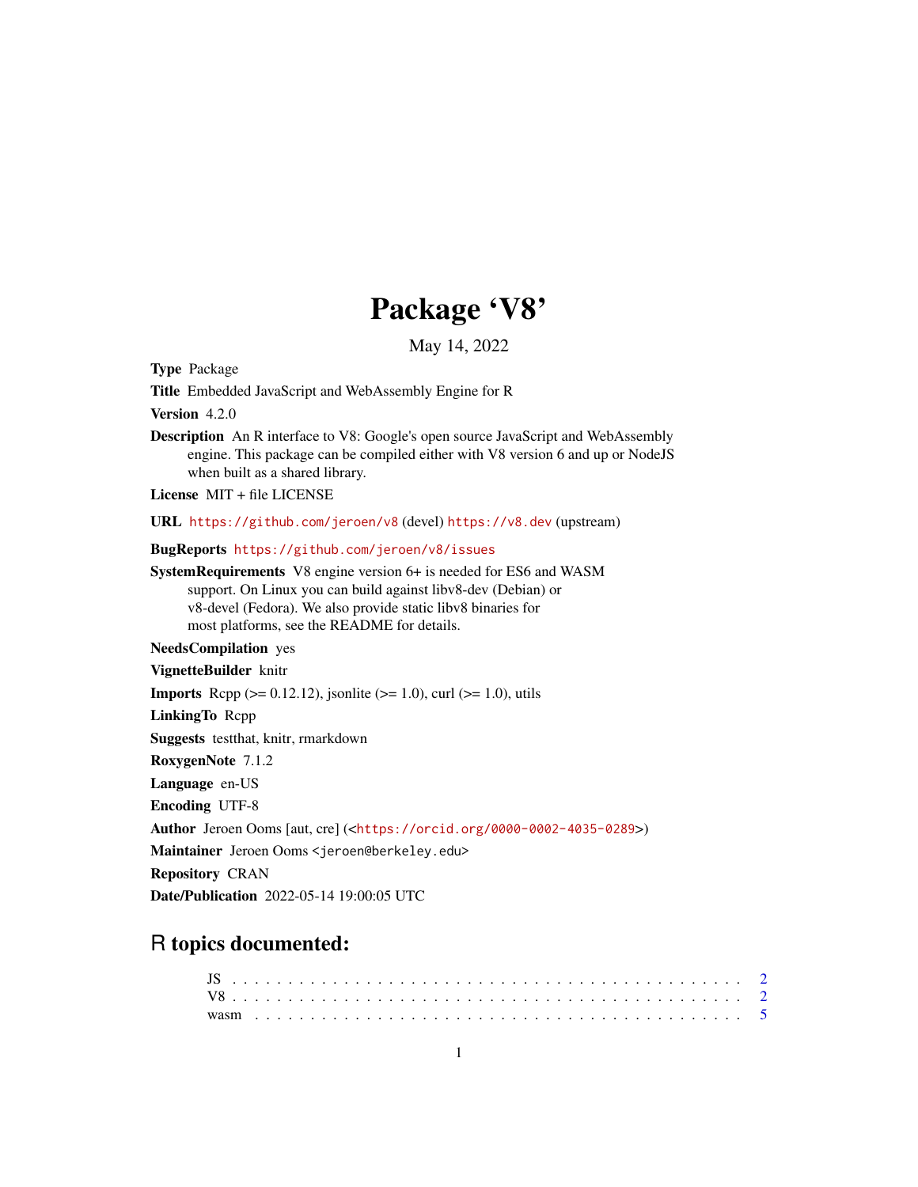# Package 'V8'

May 14, 2022

**Type** Package

**Title** Embedded JavaScript and WebAssembly Engine for R

**Version** 4.2.0

**Description** An R interface to V8: Google's open source JavaScript and WebAssembly engine. This package can be compiled either with V8 version 6 and up or NodeJS when built as a shared library.

**License** MIT + file LICENSE

**URL** https://github.com/jeroen/v8 (devel) https://v8.dev (upstream)

**BugReports** https://github.com/jeroen/v8/issues

**SystemRequirements** V8 engine version 6+ is needed for ES6 and WASM support. On Linux you can build against libv8-dev (Debian) or v8-devel (Fedora). We also provide static libv8 binaries for most platforms, see the README for details.

**NeedsCompilation** yes

**VignetteBuilder** knitr

**Imports** Rcpp (>= 0.12.12), jsonlite (>= 1.0), curl (>= 1.0), utils

**LinkingTo** Rcpp

**Suggests** testthat, knitr, rmarkdown

**RoxygenNote** 7.1.2

**Language** en-US

**Encoding** UTF-8

**Author** Jeroen Ooms [aut, cre] (<https://orcid.org/0000-0002-4035-0289>)

**Maintainer** Jeroen Ooms <jeroen@berkeley.edu>

**Repository** CRAN

**Date/Publication** 2022-05-14 19:00:05 UTC

## R topics documented:

JS . . . . . . . . . . . . . . . . . . . . . . . . . . . . . . . . . . . . . . . . . . 2
V8 . . . . . . . . . . . . . . . . . . . . . . . . . . . . . . . . . . . . . . . . . . 2
wasm . . . . . . . . . . . . . . . . . . . . . . . . . . . . . . . . . . . . . . . . . 5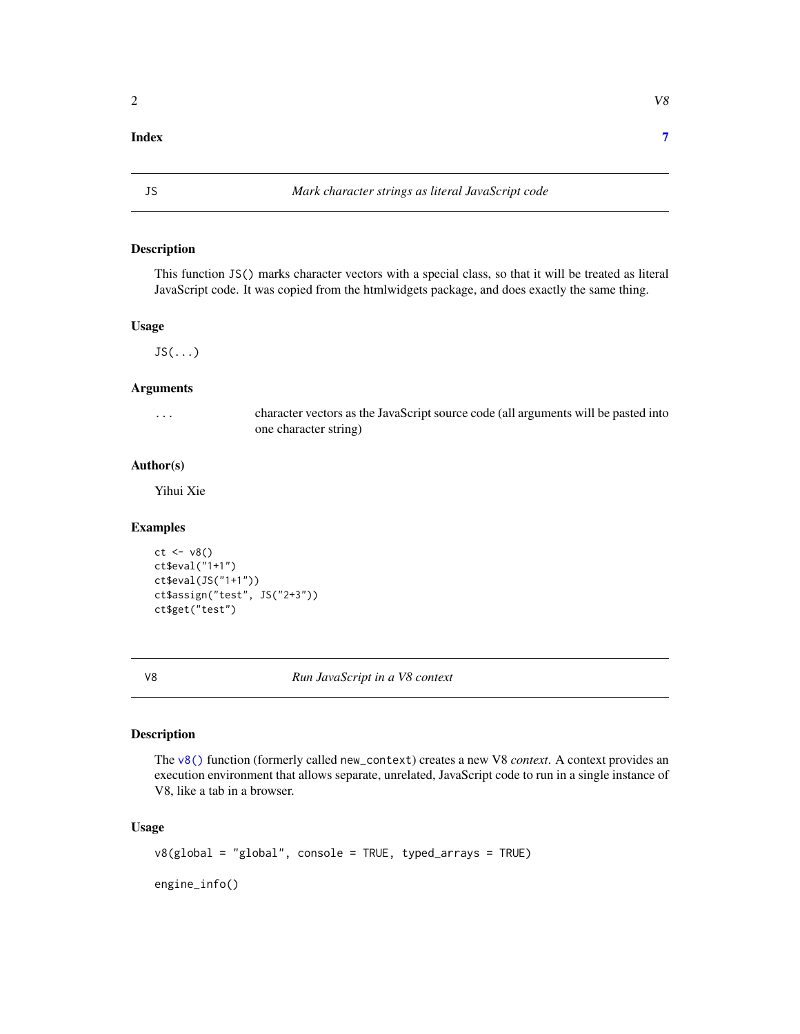**Index** **7**

---

## JS — *Mark character strings as literal JavaScript code*

### Description

This function `JS()` marks character vectors with a special class, so that it will be treated as literal JavaScript code. It was copied from the htmlwidgets package, and does exactly the same thing.

### Usage

```
JS(...)
```

### Arguments

| | |
|---|---|
| `...` | character vectors as the JavaScript source code (all arguments will be pasted into one character string) |

### Author(s)

Yihui Xie

### Examples

```
ct <- v8()
ct$eval("1+1")
ct$eval(JS("1+1"))
ct$assign("test", JS("2+3"))
ct$get("test")
```

---

## V8 — *Run JavaScript in a V8 context*

### Description

The `v8()` function (formerly called `new_context`) creates a new V8 *context*. A context provides an execution environment that allows separate, unrelated, JavaScript code to run in a single instance of V8, like a tab in a browser.

### Usage

```
v8(global = "global", console = TRUE, typed_arrays = TRUE)

engine_info()
```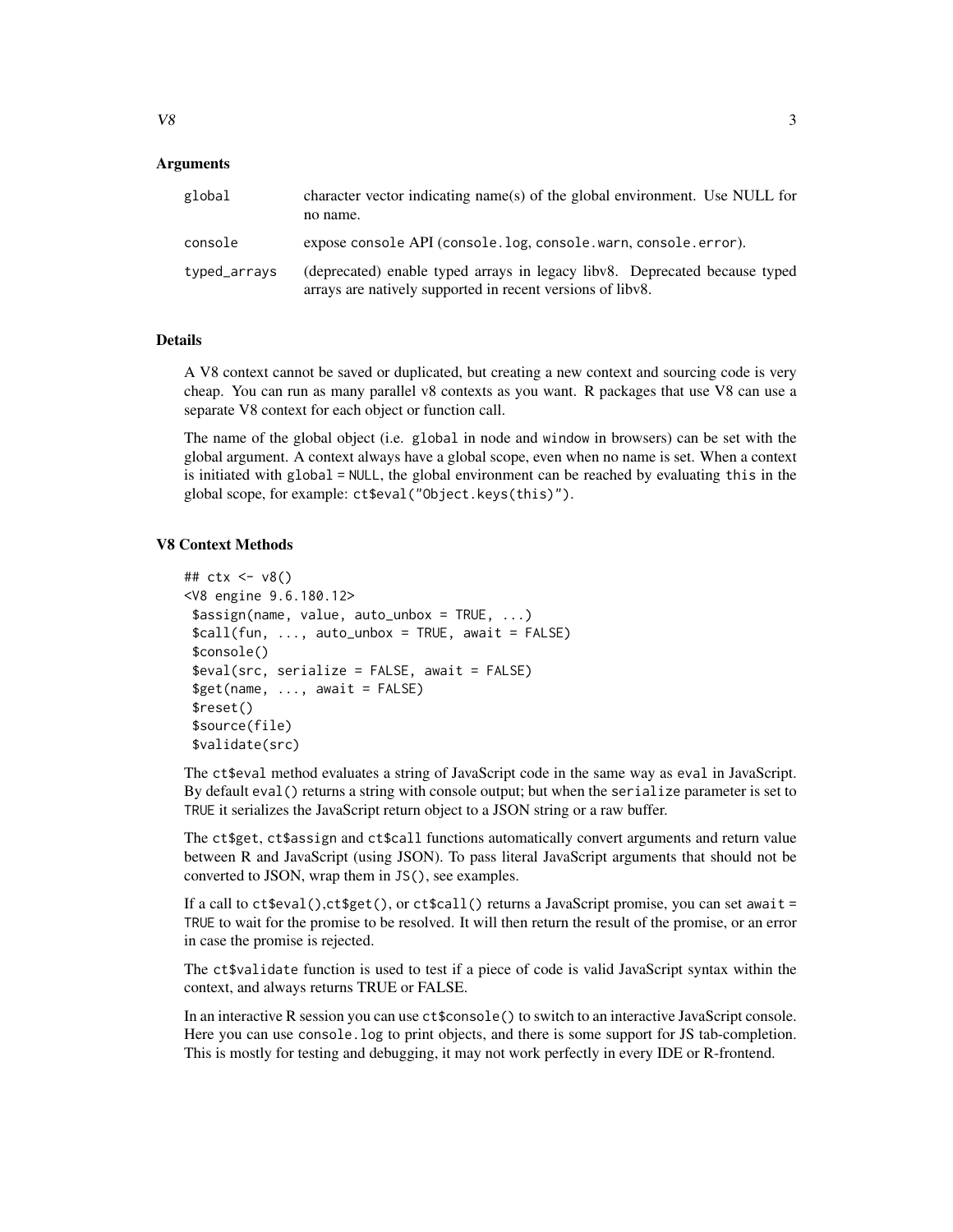### Arguments

| | |
|---|---|
| `global` | character vector indicating name(s) of the global environment. Use NULL for no name. |
| `console` | expose console API (`console.log`, `console.warn`, `console.error`). |
| `typed_arrays` | (deprecated) enable typed arrays in legacy libv8. Deprecated because typed arrays are natively supported in recent versions of libv8. |

### Details

A V8 context cannot be saved or duplicated, but creating a new context and sourcing code is very cheap. You can run as many parallel v8 contexts as you want. R packages that use V8 can use a separate V8 context for each object or function call.

The name of the global object (i.e. `global` in node and `window` in browsers) can be set with the global argument. A context always have a global scope, even when no name is set. When a context is initiated with `global = NULL`, the global environment can be reached by evaluating `this` in the global scope, for example: `ct$eval("Object.keys(this)")`.

### V8 Context Methods

```
## ctx <- v8()
<V8 engine 9.6.180.12>
 $assign(name, value, auto_unbox = TRUE, ...)
 $call(fun, ..., auto_unbox = TRUE, await = FALSE)
 $console()
 $eval(src, serialize = FALSE, await = FALSE)
 $get(name, ..., await = FALSE)
 $reset()
 $source(file)
 $validate(src)
```

The `ct$eval` method evaluates a string of JavaScript code in the same way as `eval` in JavaScript. By default `eval()` returns a string with console output; but when the `serialize` parameter is set to `TRUE` it serializes the JavaScript return object to a JSON string or a raw buffer.

The `ct$get`, `ct$assign` and `ct$call` functions automatically convert arguments and return value between R and JavaScript (using JSON). To pass literal JavaScript arguments that should not be converted to JSON, wrap them in `JS()`, see examples.

If a call to `ct$eval()`,`ct$get()`, or `ct$call()` returns a JavaScript promise, you can set `await = TRUE` to wait for the promise to be resolved. It will then return the result of the promise, or an error in case the promise is rejected.

The `ct$validate` function is used to test if a piece of code is valid JavaScript syntax within the context, and always returns TRUE or FALSE.

In an interactive R session you can use `ct$console()` to switch to an interactive JavaScript console. Here you can use `console.log` to print objects, and there is some support for JS tab-completion. This is mostly for testing and debugging, it may not work perfectly in every IDE or R-frontend.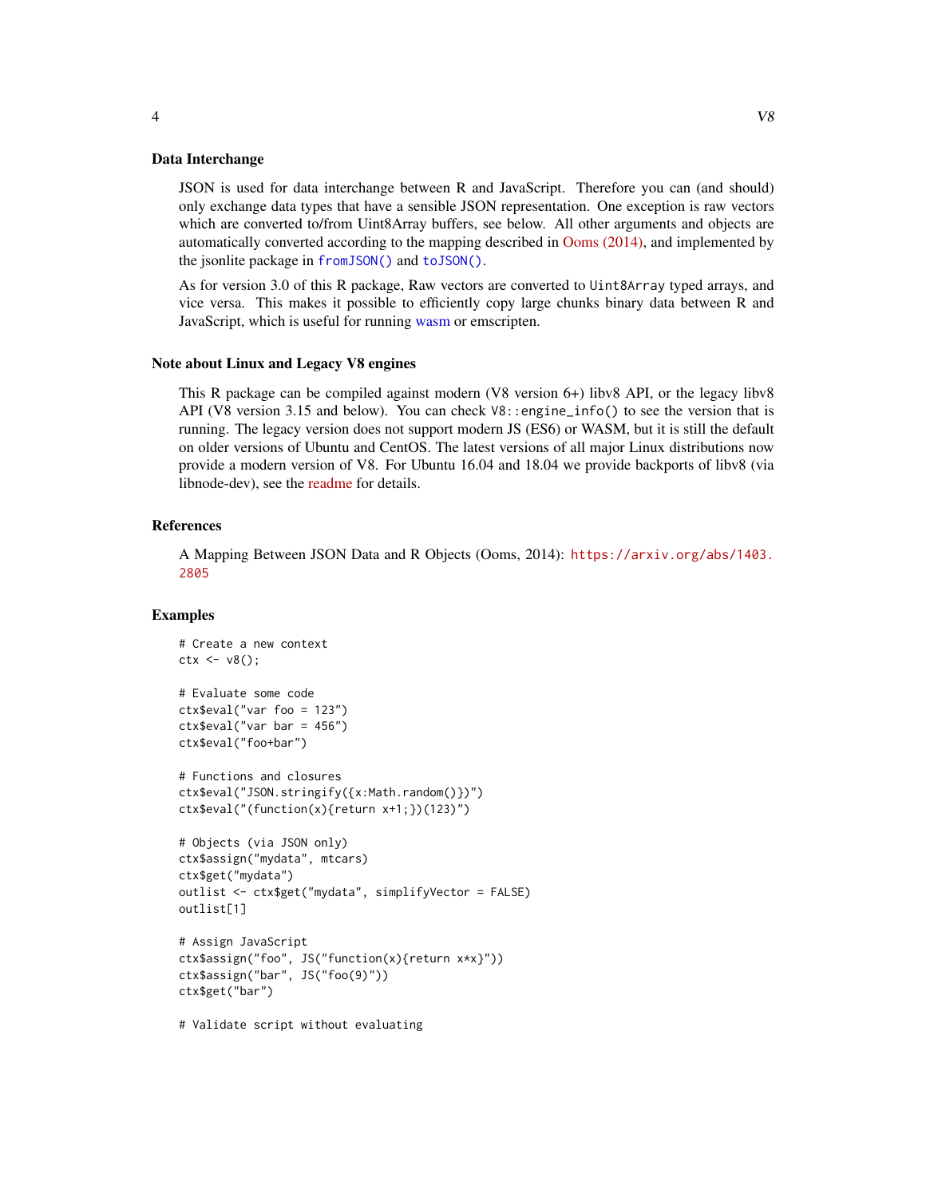### Data Interchange

JSON is used for data interchange between R and JavaScript. Therefore you can (and should) only exchange data types that have a sensible JSON representation. One exception is raw vectors which are converted to/from Uint8Array buffers, see below. All other arguments and objects are automatically converted according to the mapping described in Ooms (2014), and implemented by the jsonlite package in `fromJSON()` and `toJSON()`.

As for version 3.0 of this R package, Raw vectors are converted to `Uint8Array` typed arrays, and vice versa. This makes it possible to efficiently copy large chunks binary data between R and JavaScript, which is useful for running wasm or emscripten.

### Note about Linux and Legacy V8 engines

This R package can be compiled against modern (V8 version 6+) libv8 API, or the legacy libv8 API (V8 version 3.15 and below). You can check `V8::engine_info()` to see the version that is running. The legacy version does not support modern JS (ES6) or WASM, but it is still the default on older versions of Ubuntu and CentOS. The latest versions of all major Linux distributions now provide a modern version of V8. For Ubuntu 16.04 and 18.04 we provide backports of libv8 (via libnode-dev), see the readme for details.

### References

A Mapping Between JSON Data and R Objects (Ooms, 2014): `https://arxiv.org/abs/1403.2805`

### Examples

```
# Create a new context
ctx <- v8();

# Evaluate some code
ctx$eval("var foo = 123")
ctx$eval("var bar = 456")
ctx$eval("foo+bar")

# Functions and closures
ctx$eval("JSON.stringify({x:Math.random()})")
ctx$eval("(function(x){return x+1;})(123)")

# Objects (via JSON only)
ctx$assign("mydata", mtcars)
ctx$get("mydata")
outlist <- ctx$get("mydata", simplifyVector = FALSE)
outlist[1]

# Assign JavaScript
ctx$assign("foo", JS("function(x){return x*x}"))
ctx$assign("bar", JS("foo(9)"))
ctx$get("bar")

# Validate script without evaluating
```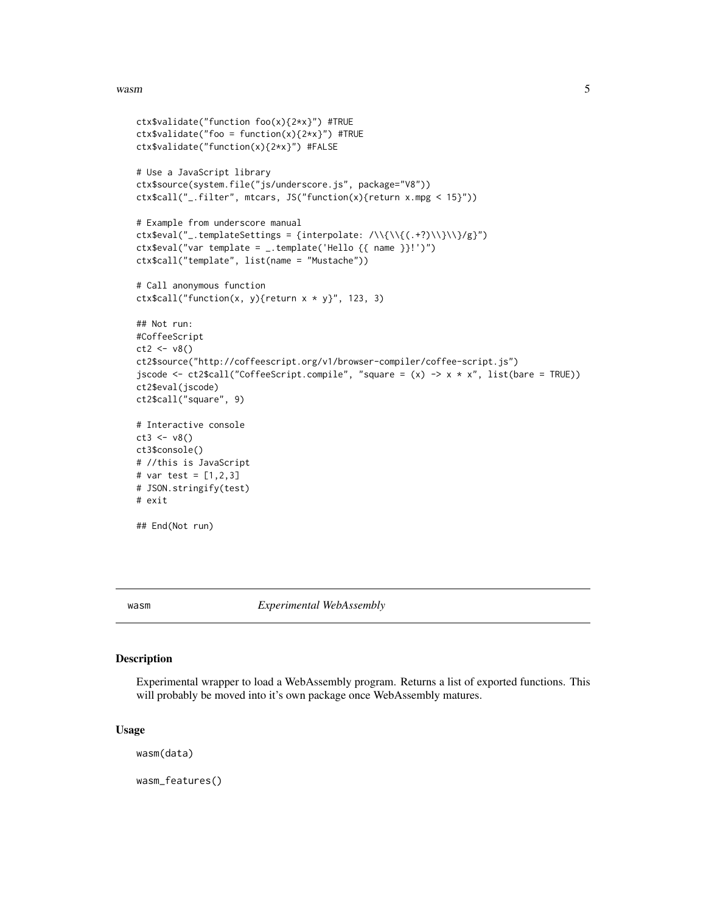```
ctx$validate("function foo(x){2*x}") #TRUE
ctx$validate("foo = function(x){2*x}") #TRUE
ctx$validate("function(x){2*x}") #FALSE

# Use a JavaScript library
ctx$source(system.file("js/underscore.js", package="V8"))
ctx$call("_.filter", mtcars, JS("function(x){return x.mpg < 15}"))

# Example from underscore manual
ctx$eval("_.templateSettings = {interpolate: /\\{\\{(.+?)\\}\\}/g}")
ctx$eval("var template = _.template('Hello {{ name }}!')")
ctx$call("template", list(name = "Mustache"))

# Call anonymous function
ctx$call("function(x, y){return x * y}", 123, 3)

## Not run:
#CoffeeScript
ct2 <- v8()
ct2$source("http://coffeescript.org/v1/browser-compiler/coffee-script.js")
jscode <- ct2$call("CoffeeScript.compile", "square = (x) -> x * x", list(bare = TRUE))
ct2$eval(jscode)
ct2$call("square", 9)

# Interactive console
ct3 <- v8()
ct3$console()
# //this is JavaScript
# var test = [1,2,3]
# JSON.stringify(test)
# exit

## End(Not run)
```

## wasm *Experimental WebAssembly*

### Description

Experimental wrapper to load a WebAssembly program. Returns a list of exported functions. This will probably be moved into it's own package once WebAssembly matures.

### Usage

```
wasm(data)

wasm_features()
```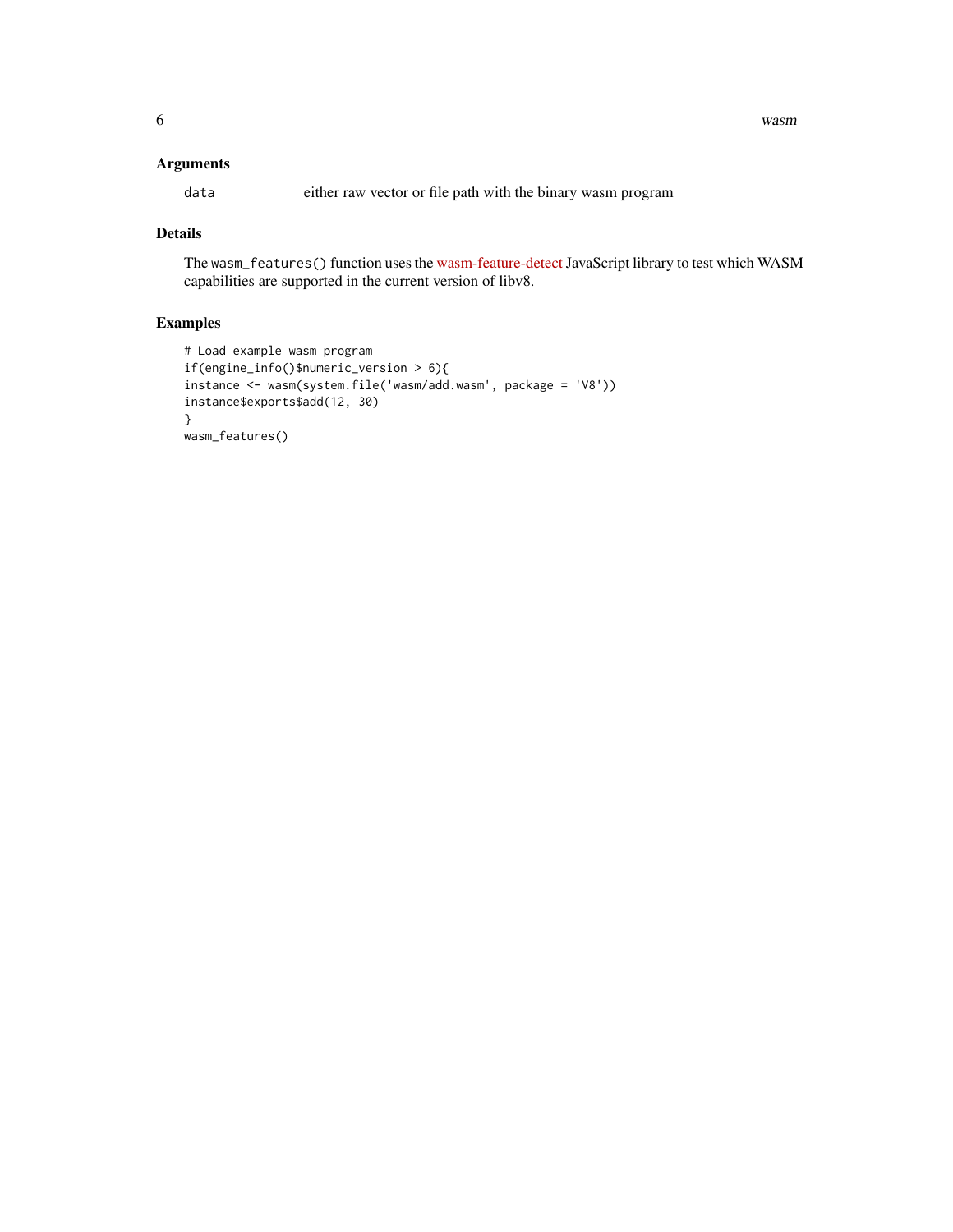## Arguments

| | |
|---|---|
| `data` | either raw vector or file path with the binary wasm program |

## Details

The `wasm_features()` function uses the wasm-feature-detect JavaScript library to test which WASM capabilities are supported in the current version of libv8.

## Examples

```
# Load example wasm program
if(engine_info()$numeric_version > 6){
instance <- wasm(system.file('wasm/add.wasm', package = 'V8'))
instance$exports$add(12, 30)
}
wasm_features()
```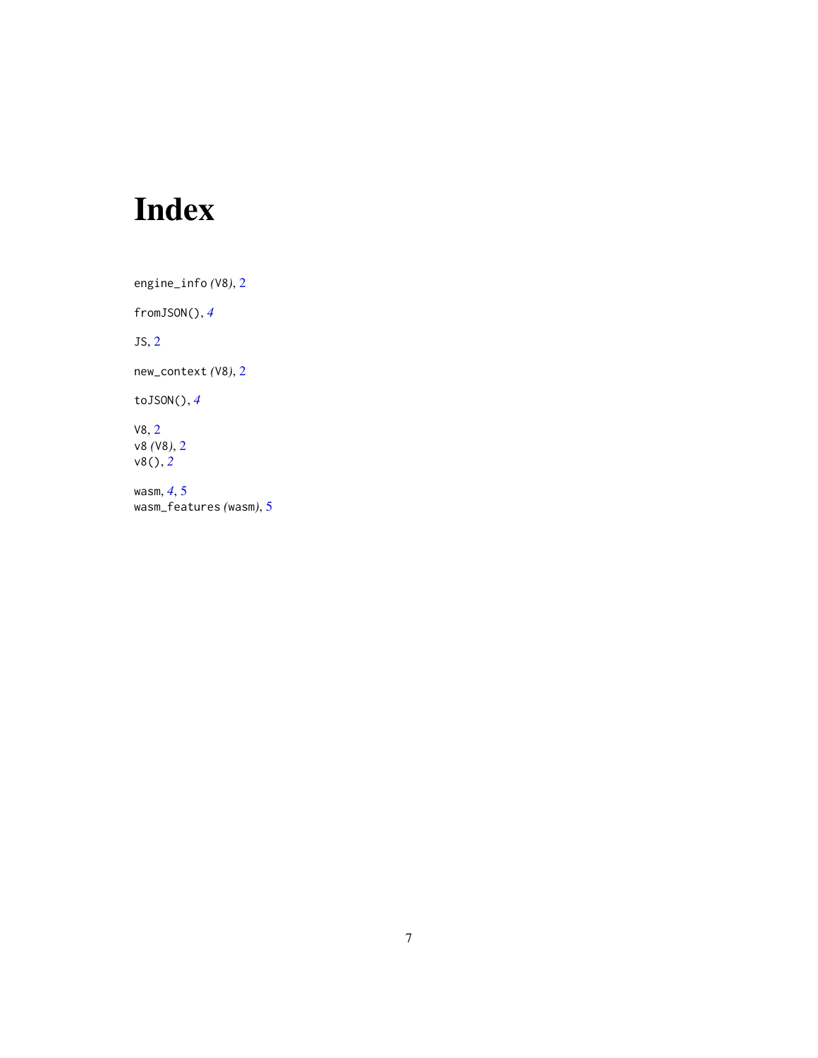# Index

engine_info *(*V8*)*, 2

fromJSON(), *4*

JS, 2

new_context *(*V8*)*, 2

toJSON(), *4*

V8, 2
v8 *(*V8*)*, 2
v8(), *2*

wasm, *4*, 5
wasm_features *(*wasm*)*, 5